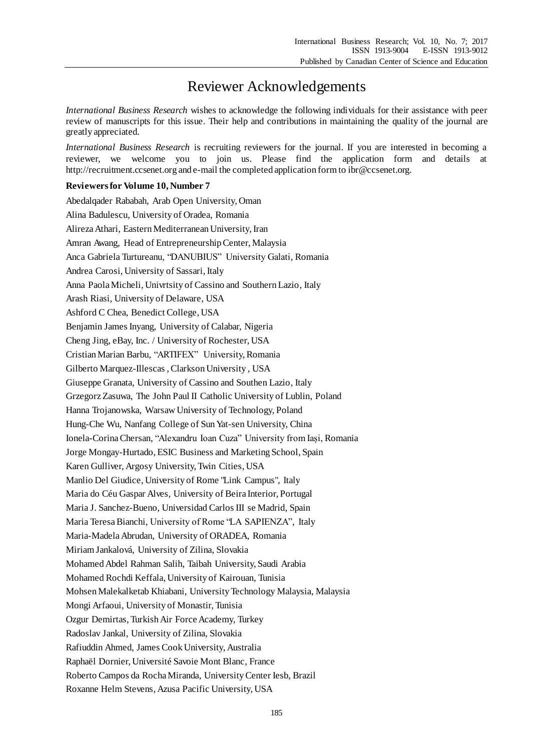# Reviewer Acknowledgements

*International Business Research* wishes to acknowledge the following individuals for their assistance with peer review of manuscripts for this issue. Their help and contributions in maintaining the quality of the journal are greatly appreciated.

*International Business Research* is recruiting reviewers for the journal. If you are interested in becoming a reviewer, we welcome you to join us. Please find the application form and details at http://recruitment.ccsenet.org and e-mail the completed application form to ibr@ccsenet.org.

**Reviewers for Volume 10, Number 7**

Abedalqader Rababah, Arab Open University, Oman

Alina Badulescu, University of Oradea, Romania

Alireza Athari, Eastern Mediterranean University, Iran

Amran Awang, Head of Entrepreneurship Center, Malaysia

Anca Gabriela Turtureanu, "DANUBIUS" University Galati, Romania

Andrea Carosi, University of Sassari, Italy

Anna Paola Micheli, Univrtsity of Cassino and Southern Lazio, Italy

Arash Riasi, University of Delaware, USA

Ashford C Chea, Benedict College, USA

Benjamin James Inyang, University of Calabar, Nigeria

Cheng Jing, eBay, Inc. / University of Rochester, USA

Cristian Marian Barbu, "ARTIFEX" University, Romania

Gilberto Marquez-Illescas , Clarkson University , USA

Giuseppe Granata, University of Cassino and Southen Lazio, Italy

Grzegorz Zasuwa, The John Paul II Catholic University of Lublin, Poland

Hanna Trojanowska, Warsaw University of Technology, Poland

Hung-Che Wu, Nanfang College of Sun Yat-sen University, China

Ionela-Corina Chersan, "Alexandru Ioan Cuza" University from Iași, Romania

Jorge Mongay-Hurtado, ESIC Business and Marketing School, Spain

Karen Gulliver, Argosy University, Twin Cities, USA

Manlio Del Giudice, University of Rome "Link Campus", Italy

Maria do Céu Gaspar Alves, University of Beira Interior, Portugal

Maria J. Sanchez-Bueno, Universidad Carlos III se Madrid, Spain

Maria Teresa Bianchi, University of Rome "LA SAPIENZA", Italy

Maria-Madela Abrudan, University of ORADEA, Romania

Miriam Jankalová, University of Zilina, Slovakia

Mohamed Abdel Rahman Salih, Taibah University, Saudi Arabia

Mohamed Rochdi Keffala, University of Kairouan, Tunisia

Mohsen Malekalketab Khiabani, University Technology Malaysia, Malaysia

Mongi Arfaoui, University of Monastir, Tunisia

Ozgur Demirtas, Turkish Air Force Academy, Turkey

Radoslav Jankal, University of Zilina, Slovakia

Rafiuddin Ahmed, James Cook University, Australia

Raphaël Dornier, Université Savoie Mont Blanc, France

Roberto Campos da Rocha Miranda, University Center Iesb, Brazil

Roxanne Helm Stevens, Azusa Pacific University, USA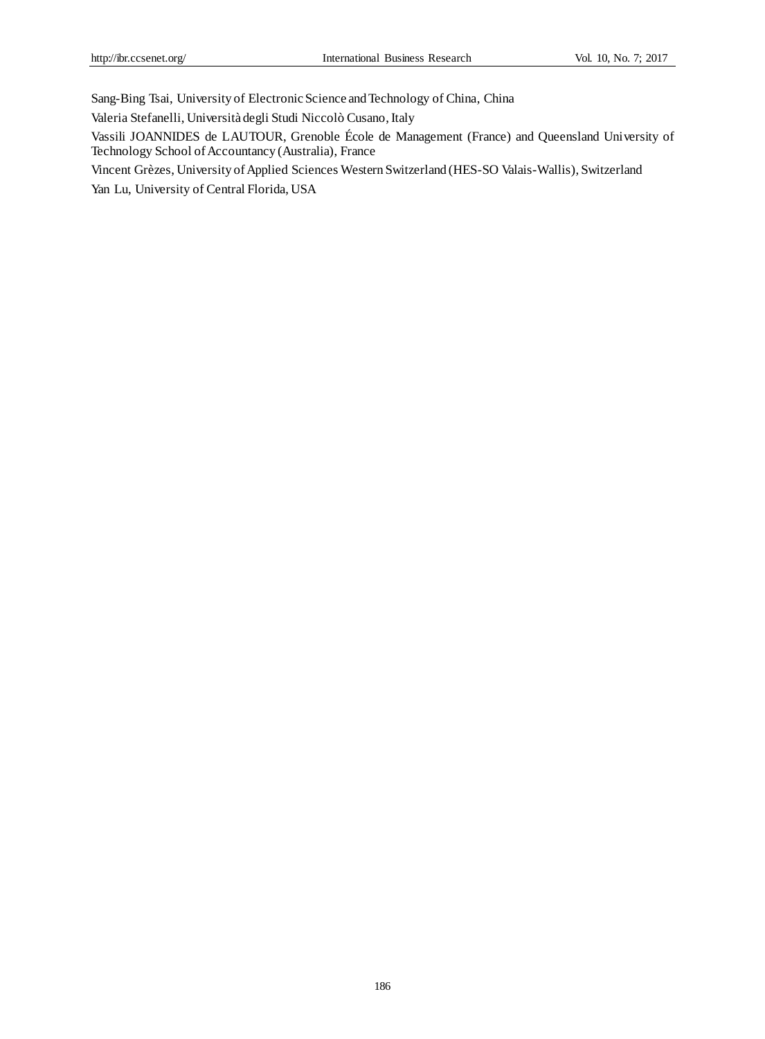Sang-Bing Tsai, University of Electronic Science and Technology of China, China

Valeria Stefanelli, Università degli Studi Niccolò Cusano, Italy

Vassili JOANNIDES de LAUTOUR, Grenoble École de Management (France) and Queensland University of Technology School of Accountancy (Australia), France

Vincent Grèzes, University of Applied Sciences Western Switzerland (HES-SO Valais-Wallis), Switzerland

Yan Lu, University of Central Florida, USA